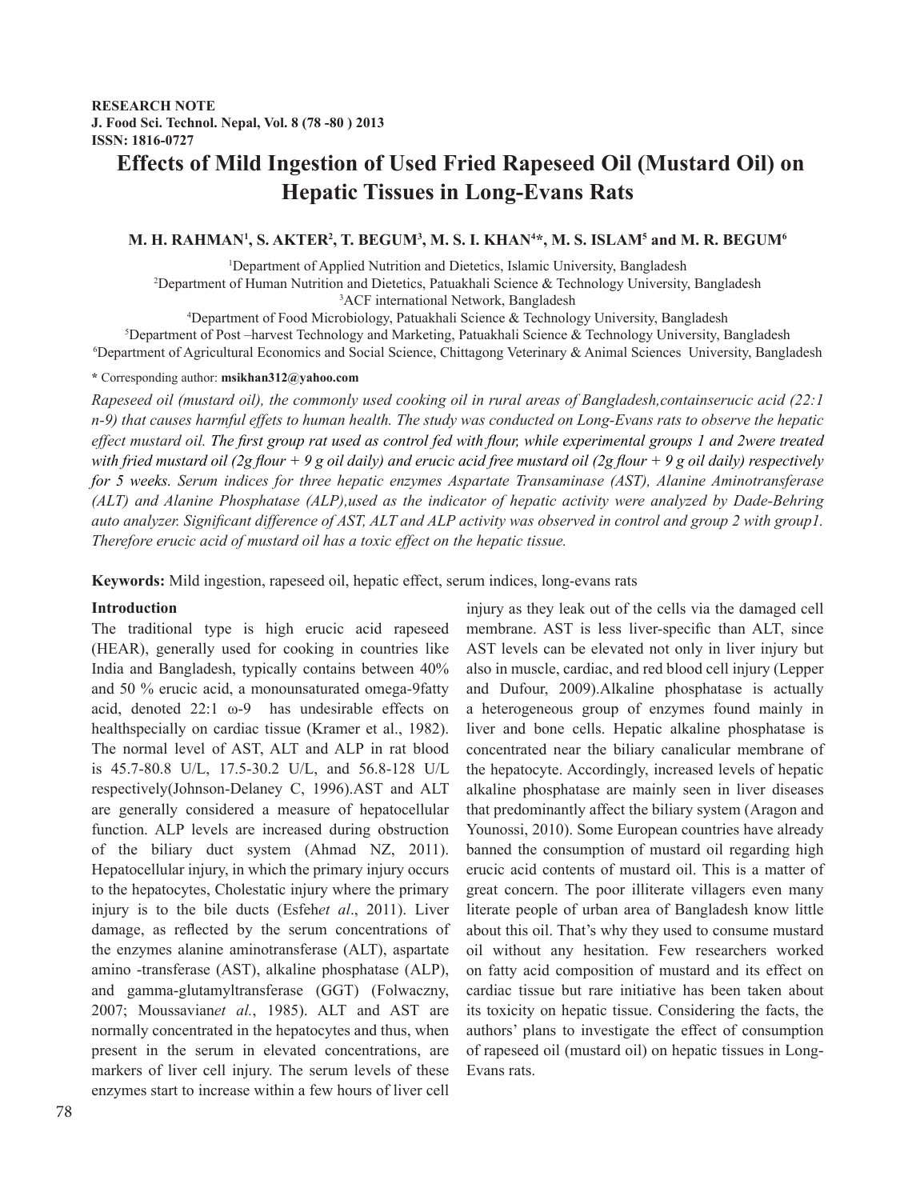RESEARCH NOTE

# Effects of Mild Ingestion of Used Fried Rapeseed Oil (Mustard Oil) on Hepatic Tissues in Long-Evans Rats

**M. H. RAHMAN[1], S. AKTER[2], T. BEGUM[3], M. S. I. KHAN[4]*, M. S. ISLAM[5] and M. R. BEGUM[6]**

[1]Department of Applied Nutrition and Dietetics, Islamic University, Bangladesh
[2]Department of Human Nutrition and Dietetics, Patuakhali Science & Technology University, Bangladesh
[3]ACF international Network, Bangladesh
[4]Department of Food Microbiology, Patuakhali Science & Technology University, Bangladesh
[5]Department of Post –harvest Technology and Marketing, Patuakhali Science & Technology University, Bangladesh
[6]Department of Agricultural Economics and Social Science, Chittagong Veterinary & Animal Sciences University, Bangladesh

* Corresponding author: **msikhan312@yahoo.com**

*Rapeseed oil (mustard oil), the commonly used cooking oil in rural areas of Bangladesh,containserucic acid (22:1 n-9) that causes harmful effets to human health. The study was conducted on Long-Evans rats to observe the hepatic effect mustard oil. The first group rat used as control fed with flour, while experimental groups 1 and 2were treated with fried mustard oil (2g flour + 9 g oil daily) and erucic acid free mustard oil (2g flour + 9 g oil daily) respectively for 5 weeks. Serum indices for three hepatic enzymes Aspartate Transaminase (AST), Alanine Aminotransferase (ALT) and Alanine Phosphatase (ALP),used as the indicator of hepatic activity were analyzed by Dade-Behring auto analyzer. Significant difference of AST, ALT and ALP activity was observed in control and group 2 with group1. Therefore erucic acid of mustard oil has a toxic effect on the hepatic tissue.*

**Keywords:** Mild ingestion, rapeseed oil, hepatic effect, serum indices, long-evans rats

## Introduction

The traditional type is high erucic acid rapeseed (HEAR), generally used for cooking in countries like India and Bangladesh, typically contains between 40% and 50 % erucic acid, a monounsaturated omega-9fatty acid, denoted 22:1 ω-9 has undesirable effects on healthspecially on cardiac tissue (Kramer et al., 1982). The normal level of AST, ALT and ALP in rat blood is 45.7-80.8 U/L, 17.5-30.2 U/L, and 56.8-128 U/L respectively(Johnson-Delaney C, 1996).AST and ALT are generally considered a measure of hepatocellular function. ALP levels are increased during obstruction of the biliary duct system (Ahmad NZ, 2011). Hepatocellular injury, in which the primary injury occurs to the hepatocytes, Cholestatic injury where the primary injury is to the bile ducts (Esfeh*et al*., 2011). Liver damage, as reflected by the serum concentrations of the enzymes alanine aminotransferase (ALT), aspartate amino -transferase (AST), alkaline phosphatase (ALP), and gamma-glutamyltransferase (GGT) (Folwaczny, 2007; Moussavian*et al*., 1985). ALT and AST are normally concentrated in the hepatocytes and thus, when present in the serum in elevated concentrations, are markers of liver cell injury. The serum levels of these enzymes start to increase within a few hours of liver cell injury as they leak out of the cells via the damaged cell membrane. AST is less liver-specific than ALT, since AST levels can be elevated not only in liver injury but also in muscle, cardiac, and red blood cell injury (Lepper and Dufour, 2009).Alkaline phosphatase is actually a heterogeneous group of enzymes found mainly in liver and bone cells. Hepatic alkaline phosphatase is concentrated near the biliary canalicular membrane of the hepatocyte. Accordingly, increased levels of hepatic alkaline phosphatase are mainly seen in liver diseases that predominantly affect the biliary system (Aragon and Younossi, 2010). Some European countries have already banned the consumption of mustard oil regarding high erucic acid contents of mustard oil. This is a matter of great concern. The poor illiterate villagers even many literate people of urban area of Bangladesh know little about this oil. That's why they used to consume mustard oil without any hesitation. Few researchers worked on fatty acid composition of mustard and its effect on cardiac tissue but rare initiative has been taken about its toxicity on hepatic tissue. Considering the facts, the authors' plans to investigate the effect of consumption of rapeseed oil (mustard oil) on hepatic tissues in Long-Evans rats.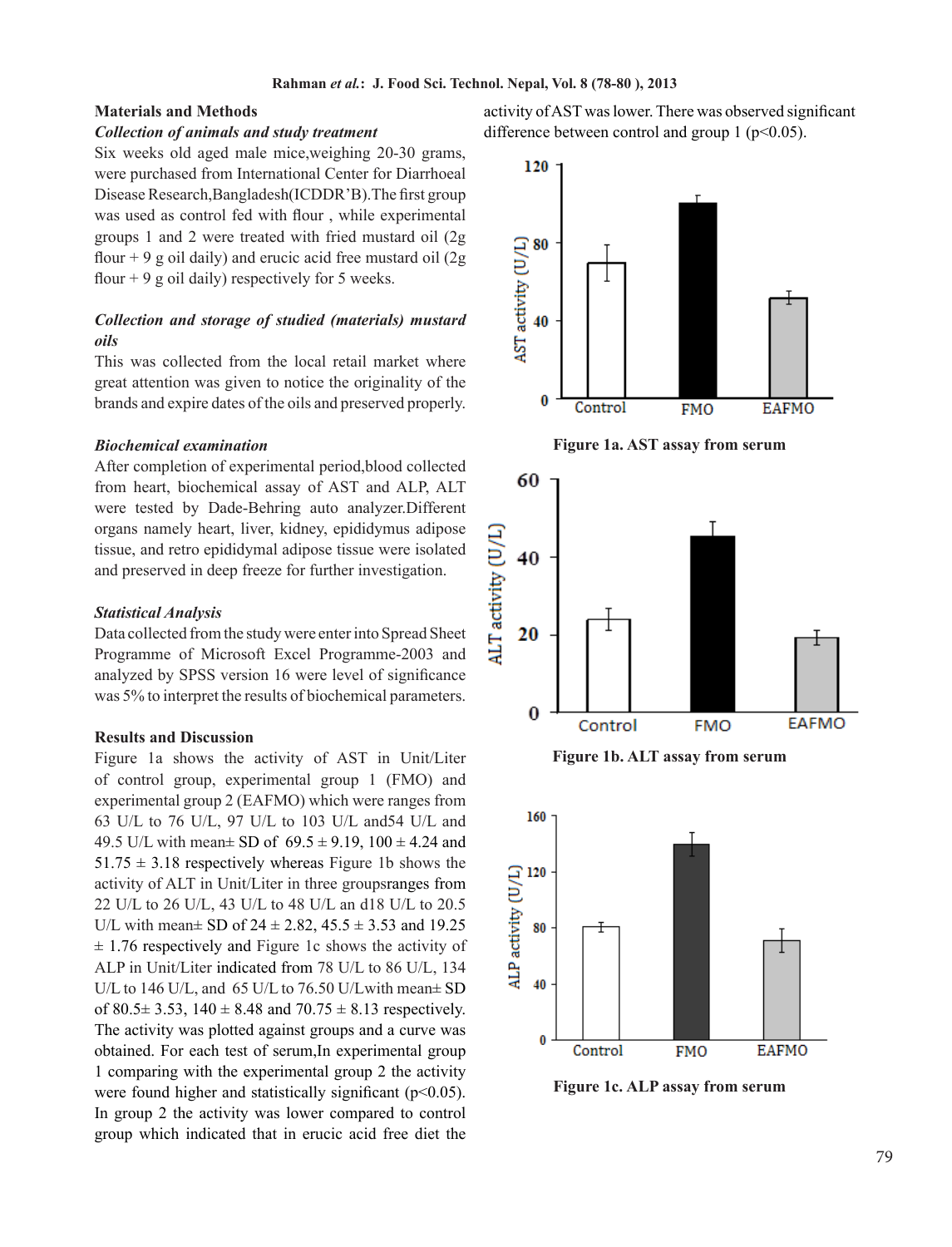## Materials and Methods

### *Collection of animals and study treatment*

Six weeks old aged male mice,weighing 20-30 grams, were purchased from International Center for Diarrhoeal Disease Research,Bangladesh(ICDDR'B).The first group was used as control fed with flour , while experimental groups 1 and 2 were treated with fried mustard oil (2g flour + 9 g oil daily) and erucic acid free mustard oil (2g flour + 9 g oil daily) respectively for 5 weeks.

### *Collection and storage of studied (materials) mustard oils*

This was collected from the local retail market where great attention was given to notice the originality of the brands and expire dates of the oils and preserved properly.

### *Biochemical examination*

After completion of experimental period,blood collected from heart, biochemical assay of AST and ALP, ALT were tested by Dade-Behring auto analyzer.Different organs namely heart, liver, kidney, epididymus adipose tissue, and retro epididymal adipose tissue were isolated and preserved in deep freeze for further investigation.

### *Statistical Analysis*

Data collected from the study were enter into Spread Sheet Programme of Microsoft Excel Programme-2003 and analyzed by SPSS version 16 were level of significance was 5% to interpret the results of biochemical parameters.

## Results and Discussion

Figure 1a shows the activity of AST in Unit/Liter of control group, experimental group 1 (FMO) and experimental group 2 (EAFMO) which were ranges from 63 U/L to 76 U/L, 97 U/L to 103 U/L and54 U/L and 49.5 U/L with mean± SD of 69.5 ± 9.19, 100 ± 4.24 and 51.75 ± 3.18 respectively whereas Figure 1b shows the activity of ALT in Unit/Liter in three groupsranges from 22 U/L to 26 U/L, 43 U/L to 48 U/L an d18 U/L to 20.5 U/L with mean± SD of 24 ± 2.82, 45.5 ± 3.53 and 19.25 ± 1.76 respectively and Figure 1c shows the activity of ALP in Unit/Liter indicated from 78 U/L to 86 U/L, 134 U/L to 146 U/L, and 65 U/L to 76.50 U/Lwith mean± SD of 80.5± 3.53, 140 ± 8.48 and 70.75 ± 8.13 respectively. The activity was plotted against groups and a curve was obtained. For each test of serum,In experimental group 1 comparing with the experimental group 2 the activity were found higher and statistically significant ($p<0.05$). In group 2 the activity was lower compared to control group which indicated that in erucic acid free diet the activity of AST was lower. There was observed significant difference between control and group 1 ($p<0.05$).

**Figure 1a. AST assay from serum**

**Figure 1b. ALT assay from serum**

**Figure 1c. ALP assay from serum**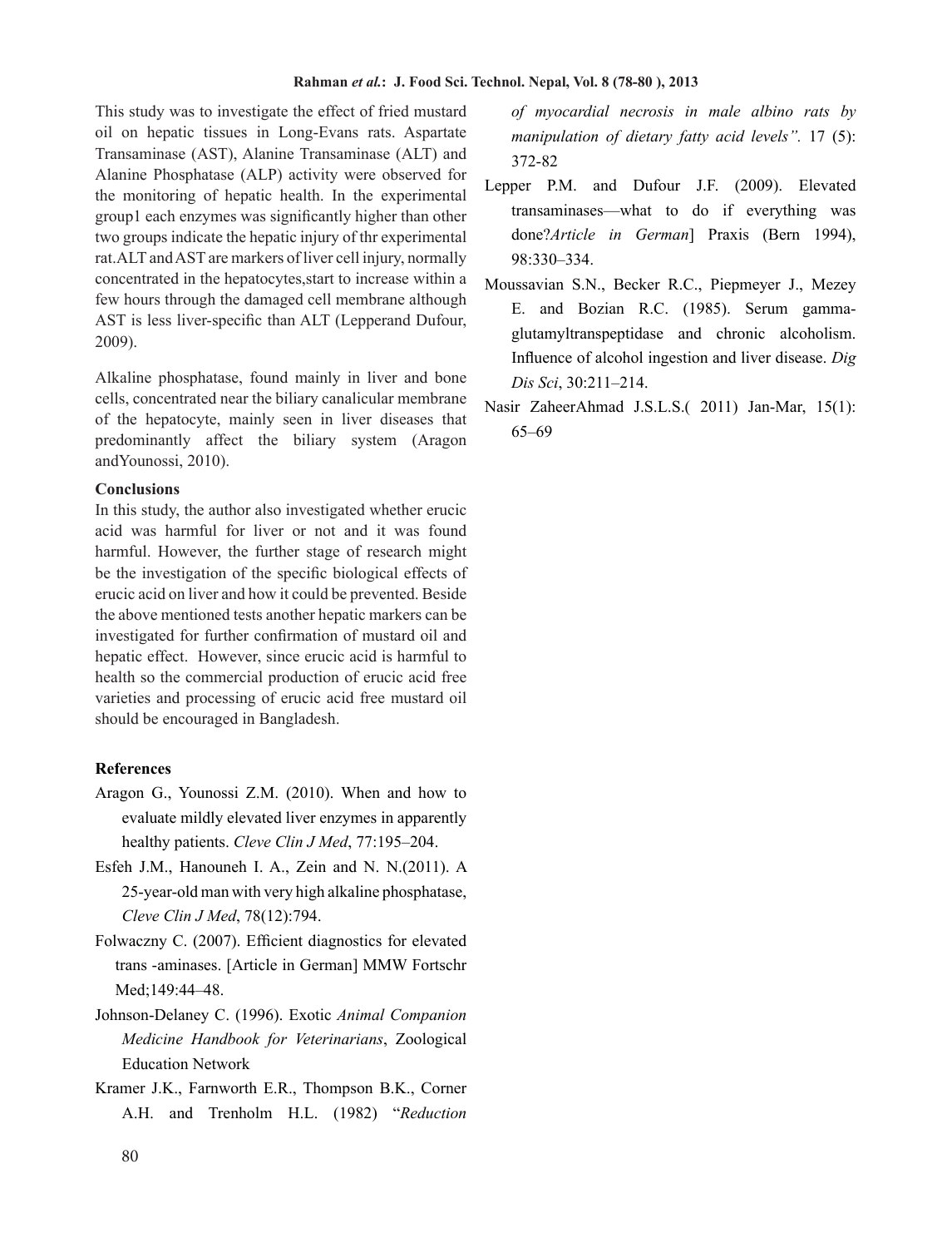This study was to investigate the effect of fried mustard oil on hepatic tissues in Long-Evans rats. Aspartate Transaminase (AST), Alanine Transaminase (ALT) and Alanine Phosphatase (ALP) activity were observed for the monitoring of hepatic health. In the experimental group1 each enzymes was significantly higher than other two groups indicate the hepatic injury of thr experimental rat.ALT and AST are markers of liver cell injury, normally concentrated in the hepatocytes,start to increase within a few hours through the damaged cell membrane although AST is less liver-specific than ALT (Lepperand Dufour, 2009).

Alkaline phosphatase, found mainly in liver and bone cells, concentrated near the biliary canalicular membrane of the hepatocyte, mainly seen in liver diseases that predominantly affect the biliary system (Aragon andYounossi, 2010).

### Conclusions

In this study, the author also investigated whether erucic acid was harmful for liver or not and it was found harmful. However, the further stage of research might be the investigation of the specific biological effects of erucic acid on liver and how it could be prevented. Beside the above mentioned tests another hepatic markers can be investigated for further confirmation of mustard oil and hepatic effect. However, since erucic acid is harmful to health so the commercial production of erucic acid free varieties and processing of erucic acid free mustard oil should be encouraged in Bangladesh.

### References

Aragon G., Younossi Z.M. (2010). When and how to evaluate mildly elevated liver enzymes in apparently healthy patients. *Cleve Clin J Med*, 77:195–204.

Esfeh J.M., Hanouneh I. A., Zein and N. N.(2011). A 25-year-old man with very high alkaline phosphatase, *Cleve Clin J Med*, 78(12):794.

Folwaczny C. (2007). Efficient diagnostics for elevated trans -aminases. [Article in German] MMW Fortschr Med;149:44–48.

Johnson-Delaney C. (1996). Exotic *Animal Companion Medicine Handbook for Veterinarians*, Zoological Education Network

Kramer J.K., Farnworth E.R., Thompson B.K., Corner A.H. and Trenholm H.L. (1982) "*Reduction of myocardial necrosis in male albino rats by manipulation of dietary fatty acid levels".* 17 (5): 372-82

Lepper P.M. and Dufour J.F. (2009). Elevated transaminases—what to do if everything was done?*Article in German*] Praxis (Bern 1994), 98:330–334.

Moussavian S.N., Becker R.C., Piepmeyer J., Mezey E. and Bozian R.C. (1985). Serum gamma-glutamyltranspeptidase and chronic alcoholism. Influence of alcohol ingestion and liver disease. *Dig Dis Sci*, 30:211–214.

Nasir ZaheerAhmad J.S.L.S.( 2011) Jan-Mar, 15(1): 65–69